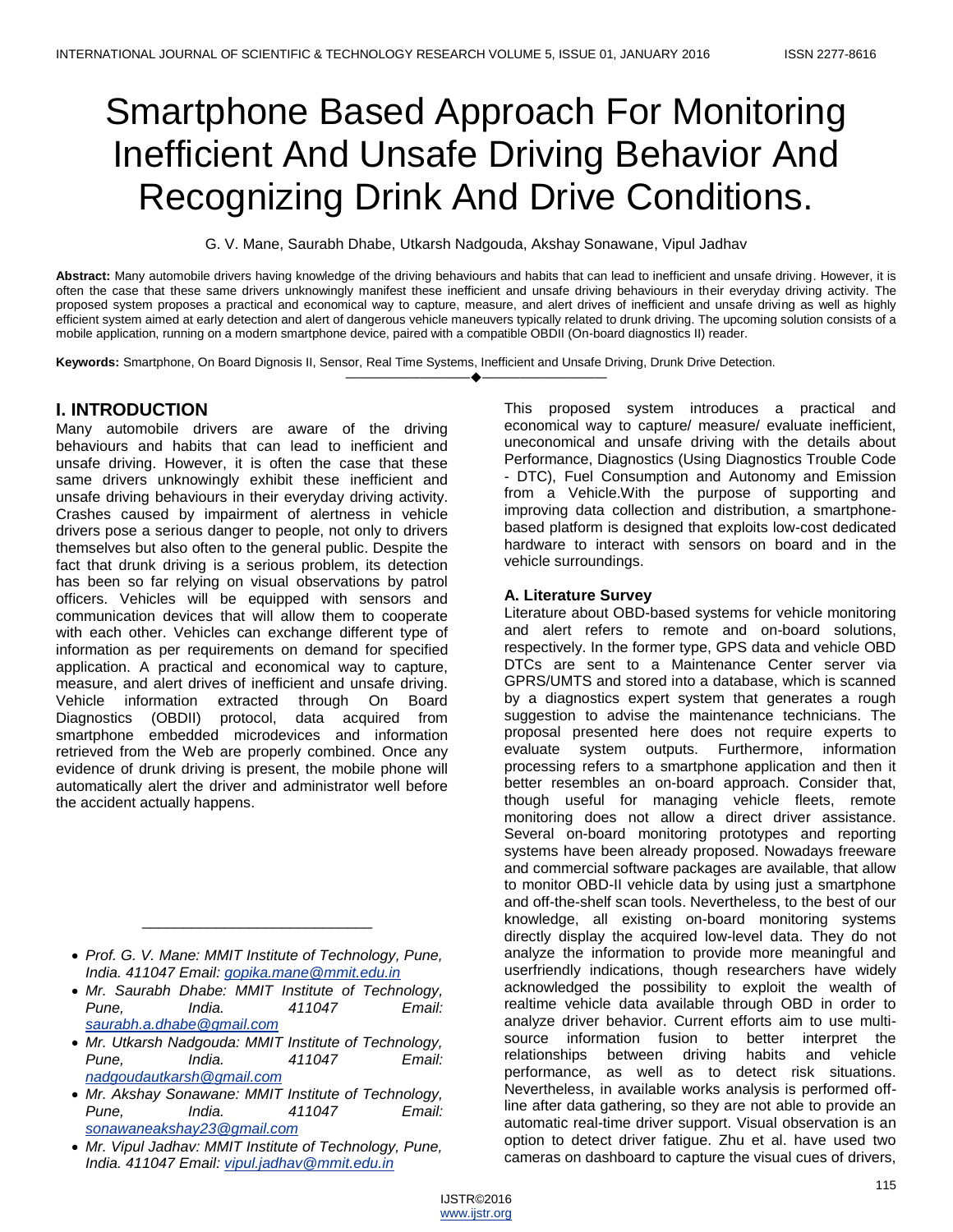# Smartphone Based Approach For Monitoring Inefficient And Unsafe Driving Behavior And Recognizing Drink And Drive Conditions.

G. V. Mane, Saurabh Dhabe, Utkarsh Nadgouda, Akshay Sonawane, Vipul Jadhav

**Abstract:** Many automobile drivers having knowledge of the driving behaviours and habits that can lead to inefficient and unsafe driving. However, it is often the case that these same drivers unknowingly manifest these inefficient and unsafe driving behaviours in their everyday driving activity. The proposed system proposes a practical and economical way to capture, measure, and alert drives of inefficient and unsafe driving as well as highly efficient system aimed at early detection and alert of dangerous vehicle maneuvers typically related to drunk driving. The upcoming solution consists of a mobile application, running on a modern smartphone device, paired with a compatible OBDII (On-board diagnostics II) reader.

**Keywords:** Smartphone, On Board Dignosis II, Sensor, Real Time Systems, Inefficient and Unsafe Driving, Drunk Drive Detection.

## I. INTRODUCTION

Many automobile drivers are aware of the driving behaviours and habits that can lead to inefficient and unsafe driving. However, it is often the case that these same drivers unknowingly exhibit these inefficient and unsafe driving behaviours in their everyday driving activity. Crashes caused by impairment of alertness in vehicle drivers pose a serious danger to people, not only to drivers themselves but also often to the general public. Despite the fact that drunk driving is a serious problem, its detection has been so far relying on visual observations by patrol officers. Vehicles will be equipped with sensors and communication devices that will allow them to cooperate with each other. Vehicles can exchange different type of information as per requirements on demand for specified application. A practical and economical way to capture, measure, and alert drives of inefficient and unsafe driving. Vehicle information extracted through On Board Diagnostics (OBDII) protocol, data acquired from smartphone embedded microdevices and information retrieved from the Web are properly combined. Once any evidence of drunk driving is present, the mobile phone will automatically alert the driver and administrator well before the accident actually happens.

- *Prof. G. V. Mane: MMIT Institute of Technology, Pune, India. 411047 Email: gopika.mane@mmit.edu.in*
- *Mr. Saurabh Dhabe: MMIT Institute of Technology, Pune, India. 411047 Email: saurabh.a.dhabe@gmail.com*
- *Mr. Utkarsh Nadgouda: MMIT Institute of Technology, Pune, India. 411047 Email: nadgoudautkarsh@gmail.com*
- *Mr. Akshay Sonawane: MMIT Institute of Technology, Pune, India. 411047 Email: sonawaneakshay23@gmail.com*
- *Mr. Vipul Jadhav: MMIT Institute of Technology, Pune, India. 411047 Email: vipul.jadhav@mmit.edu.in*

This proposed system introduces a practical and economical way to capture/ measure/ evaluate inefficient, uneconomical and unsafe driving with the details about Performance, Diagnostics (Using Diagnostics Trouble Code - DTC), Fuel Consumption and Autonomy and Emission from a Vehicle.With the purpose of supporting and improving data collection and distribution, a smartphone-based platform is designed that exploits low-cost dedicated hardware to interact with sensors on board and in the vehicle surroundings.

### A. Literature Survey

Literature about OBD-based systems for vehicle monitoring and alert refers to remote and on-board solutions, respectively. In the former type, GPS data and vehicle OBD DTCs are sent to a Maintenance Center server via GPRS/UMTS and stored into a database, which is scanned by a diagnostics expert system that generates a rough suggestion to advise the maintenance technicians. The proposal presented here does not require experts to evaluate system outputs. Furthermore, information processing refers to a smartphone application and then it better resembles an on-board approach. Consider that, though useful for managing vehicle fleets, remote monitoring does not allow a direct driver assistance. Several on-board monitoring prototypes and reporting systems have been already proposed. Nowadays freeware and commercial software packages are available, that allow to monitor OBD-II vehicle data by using just a smartphone and off-the-shelf scan tools. Nevertheless, to the best of our knowledge, all existing on-board monitoring systems directly display the acquired low-level data. They do not analyze the information to provide more meaningful and userfriendly indications, though researchers have widely acknowledged the possibility to exploit the wealth of realtime vehicle data available through OBD in order to analyze driver behavior. Current efforts aim to use multi-source information fusion to better interpret the relationships between driving habits and vehicle performance, as well as to detect risk situations. Nevertheless, in available works analysis is performed off-line after data gathering, so they are not able to provide an automatic real-time driver support. Visual observation is an option to detect driver fatigue. Zhu et al. have used two cameras on dashboard to capture the visual cues of drivers,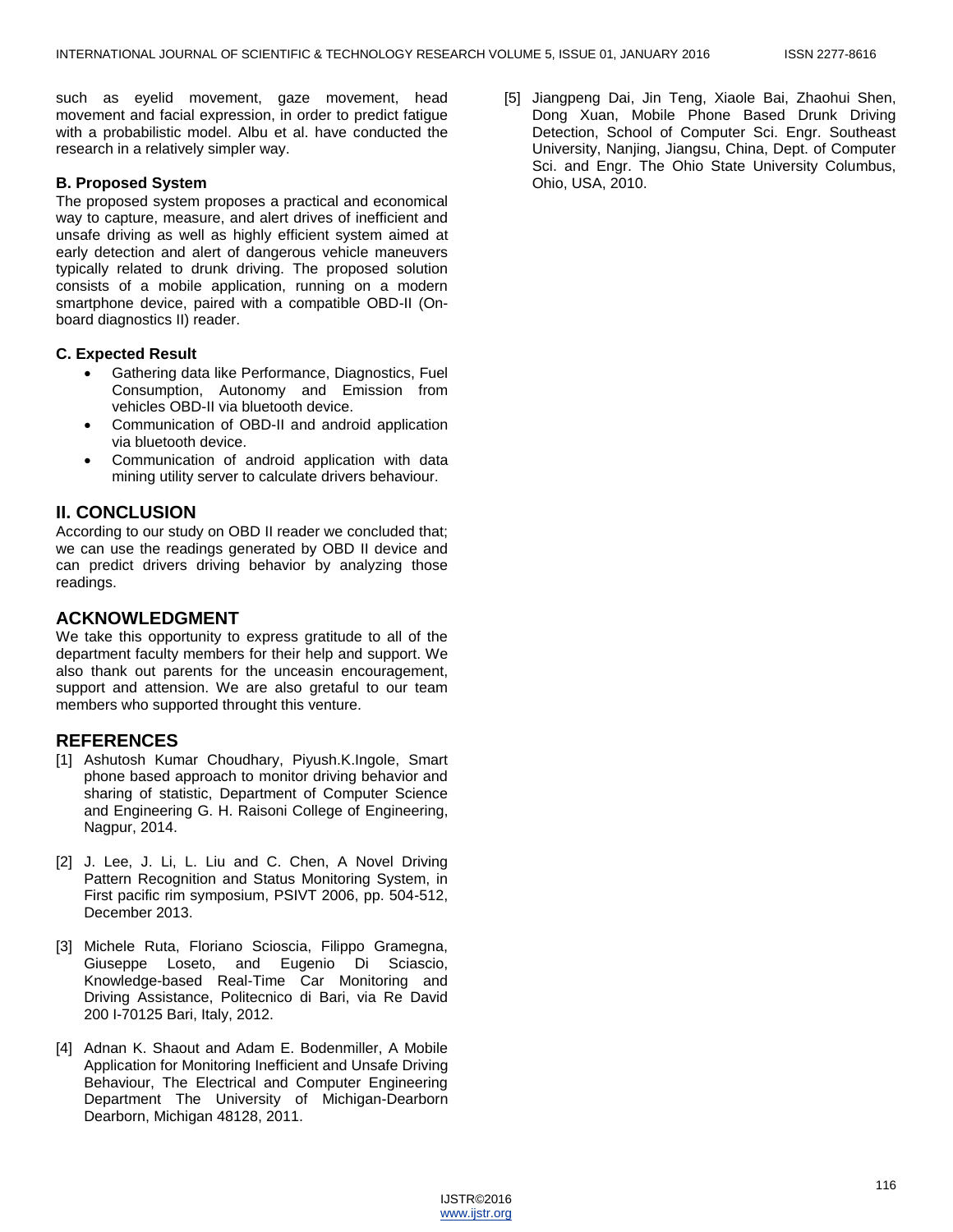such as eyelid movement, gaze movement, head movement and facial expression, in order to predict fatigue with a probabilistic model. Albu et al. have conducted the research in a relatively simpler way.

### B. Proposed System

The proposed system proposes a practical and economical way to capture, measure, and alert drives of inefficient and unsafe driving as well as highly efficient system aimed at early detection and alert of dangerous vehicle maneuvers typically related to drunk driving. The proposed solution consists of a mobile application, running on a modern smartphone device, paired with a compatible OBD-II (On-board diagnostics II) reader.

### C. Expected Result

- Gathering data like Performance, Diagnostics, Fuel Consumption, Autonomy and Emission from vehicles OBD-II via bluetooth device.
- Communication of OBD-II and android application via bluetooth device.
- Communication of android application with data mining utility server to calculate drivers behaviour.

## II. CONCLUSION

According to our study on OBD II reader we concluded that; we can use the readings generated by OBD II device and can predict drivers driving behavior by analyzing those readings.

## ACKNOWLEDGMENT

We take this opportunity to express gratitude to all of the department faculty members for their help and support. We also thank out parents for the unceasin encouragement, support and attension. We are also gretaful to our team members who supported throught this venture.

## REFERENCES

[1] Ashutosh Kumar Choudhary, Piyush.K.Ingole, Smart phone based approach to monitor driving behavior and sharing of statistic, Department of Computer Science and Engineering G. H. Raisoni College of Engineering, Nagpur, 2014.

[2] J. Lee, J. Li, L. Liu and C. Chen, A Novel Driving Pattern Recognition and Status Monitoring System, in First pacific rim symposium, PSIVT 2006, pp. 504-512, December 2013.

[3] Michele Ruta, Floriano Scioscia, Filippo Gramegna, Giuseppe Loseto, and Eugenio Di Sciascio, Knowledge-based Real-Time Car Monitoring and Driving Assistance, Politecnico di Bari, via Re David 200 I-70125 Bari, Italy, 2012.

[4] Adnan K. Shaout and Adam E. Bodenmiller, A Mobile Application for Monitoring Inefficient and Unsafe Driving Behaviour, The Electrical and Computer Engineering Department The University of Michigan-Dearborn Dearborn, Michigan 48128, 2011.

[5] Jiangpeng Dai, Jin Teng, Xiaole Bai, Zhaohui Shen, Dong Xuan, Mobile Phone Based Drunk Driving Detection, School of Computer Sci. Engr. Southeast University, Nanjing, Jiangsu, China, Dept. of Computer Sci. and Engr. The Ohio State University Columbus, Ohio, USA, 2010.